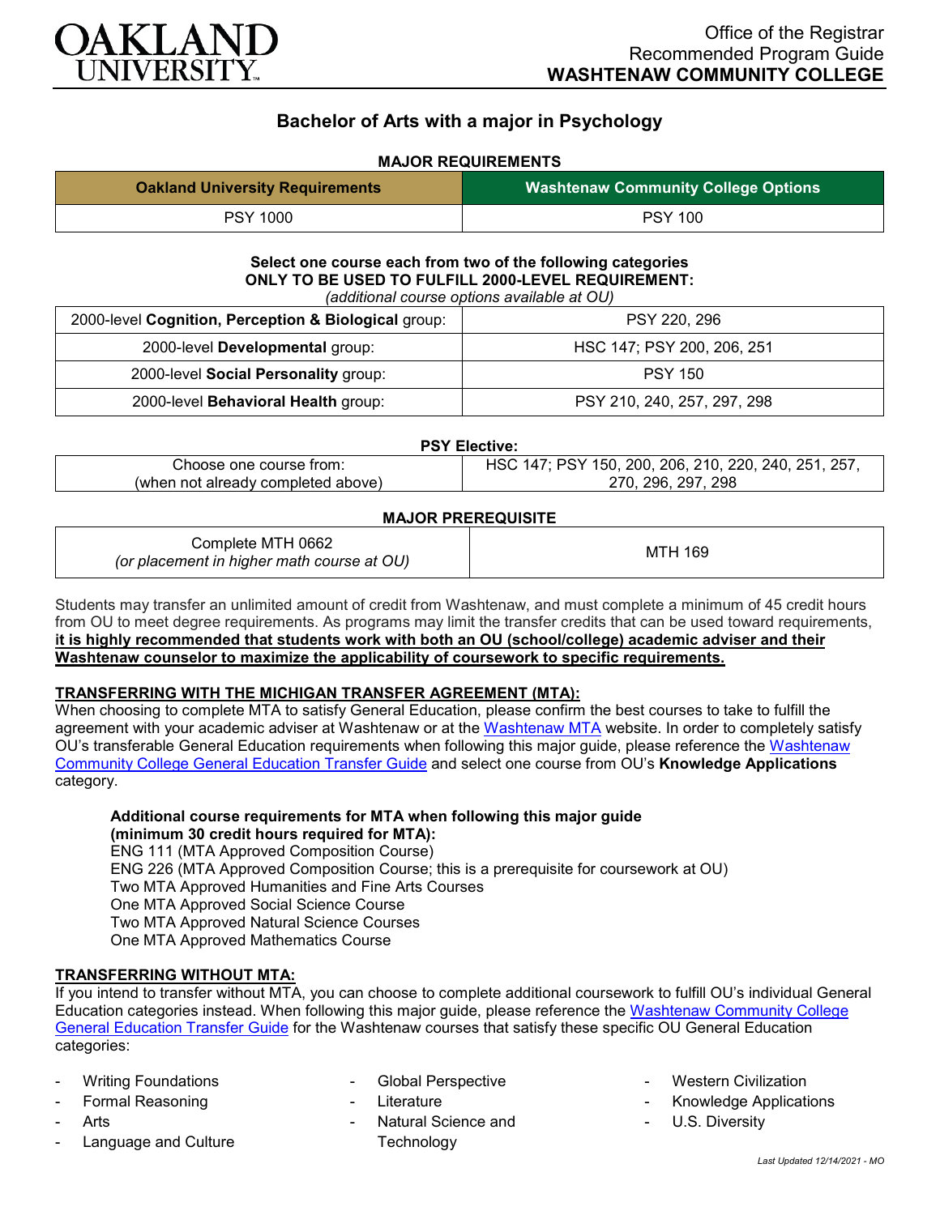OAKLAND UNIVERSITY

Office of the Registrar
Recommended Program Guide
**WASHTENAW COMMUNITY COLLEGE**

## Bachelor of Arts with a major in Psychology

### MAJOR REQUIREMENTS

| Oakland University Requirements | Washtenaw Community College Options |
|---|---|
| PSY 1000 | PSY 100 |

**Select one course each from two of the following categories**
**ONLY TO BE USED TO FULFILL 2000-LEVEL REQUIREMENT:**
*(additional course options available at OU)*

| | |
|---|---|
| 2000-level **Cognition, Perception & Biological** group: | PSY 220, 296 |
| 2000-level **Developmental** group: | HSC 147; PSY 200, 206, 251 |
| 2000-level **Social Personality** group: | PSY 150 |
| 2000-level **Behavioral Health** group: | PSY 210, 240, 257, 297, 298 |

**PSY Elective:**

| | |
|---|---|
| Choose one course from: (when not already completed above) | HSC 147; PSY 150, 200, 206, 210, 220, 240, 251, 257, 270, 296, 297, 298 |

**MAJOR PREREQUISITE**

| | |
|---|---|
| Complete MTH 0662 *(or placement in higher math course at OU)* | MTH 169 |

Students may transfer an unlimited amount of credit from Washtenaw, and must complete a minimum of 45 credit hours from OU to meet degree requirements. As programs may limit the transfer credits that can be used toward requirements, **it is highly recommended that students work with both an OU (school/college) academic adviser and their Washtenaw counselor to maximize the applicability of coursework to specific requirements.**

**TRANSFERRING WITH THE MICHIGAN TRANSFER AGREEMENT (MTA):**

When choosing to complete MTA to satisfy General Education, please confirm the best courses to take to fulfill the agreement with your academic adviser at Washtenaw or at the Washtenaw MTA website. In order to completely satisfy OU's transferable General Education requirements when following this major guide, please reference the Washtenaw Community College General Education Transfer Guide and select one course from OU's **Knowledge Applications** category.

**Additional course requirements for MTA when following this major guide (minimum 30 credit hours required for MTA):**
ENG 111 (MTA Approved Composition Course)
ENG 226 (MTA Approved Composition Course; this is a prerequisite for coursework at OU)
Two MTA Approved Humanities and Fine Arts Courses
One MTA Approved Social Science Course
Two MTA Approved Natural Science Courses
One MTA Approved Mathematics Course

**TRANSFERRING WITHOUT MTA:**

If you intend to transfer without MTA, you can choose to complete additional coursework to fulfill OU's individual General Education categories instead. When following this major guide, please reference the Washtenaw Community College General Education Transfer Guide for the Washtenaw courses that satisfy these specific OU General Education categories:

- Writing Foundations
- Formal Reasoning
- Arts
- Language and Culture
- Global Perspective
- Literature
- Natural Science and Technology
- Western Civilization
- Knowledge Applications
- U.S. Diversity

*Last Updated 12/14/2021 - MO*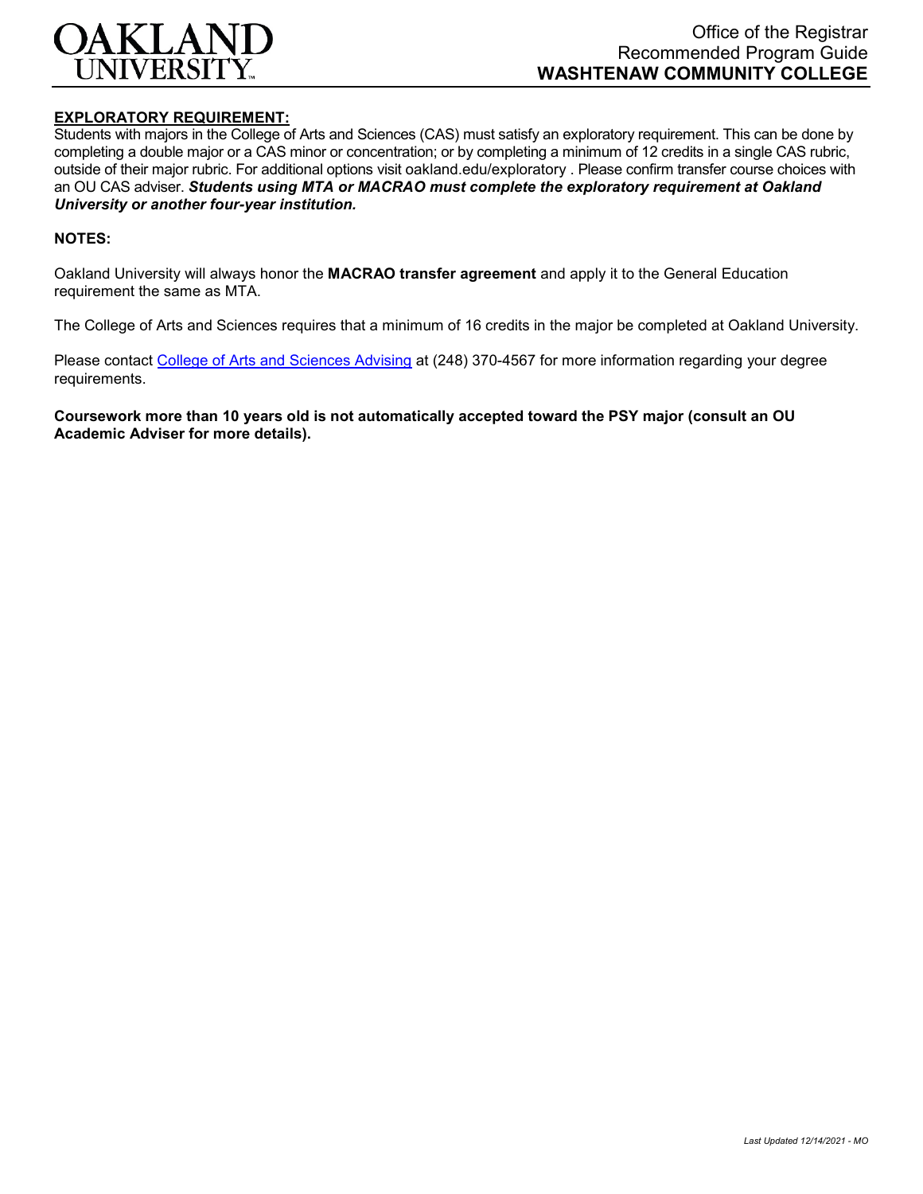**EXPLORATORY REQUIREMENT:**

Students with majors in the College of Arts and Sciences (CAS) must satisfy an exploratory requirement. This can be done by completing a double major or a CAS minor or concentration; or by completing a minimum of 12 credits in a single CAS rubric, outside of their major rubric. For additional options visit oakland.edu/exploratory . Please confirm transfer course choices with an OU CAS adviser. ***Students using MTA or MACRAO must complete the exploratory requirement at Oakland University or another four-year institution.***

**NOTES:**

Oakland University will always honor the **MACRAO transfer agreement** and apply it to the General Education requirement the same as MTA.

The College of Arts and Sciences requires that a minimum of 16 credits in the major be completed at Oakland University.

Please contact College of Arts and Sciences Advising at (248) 370-4567 for more information regarding your degree requirements.

**Coursework more than 10 years old is not automatically accepted toward the PSY major (consult an OU Academic Adviser for more details).**

*Last Updated 12/14/2021 - MO*